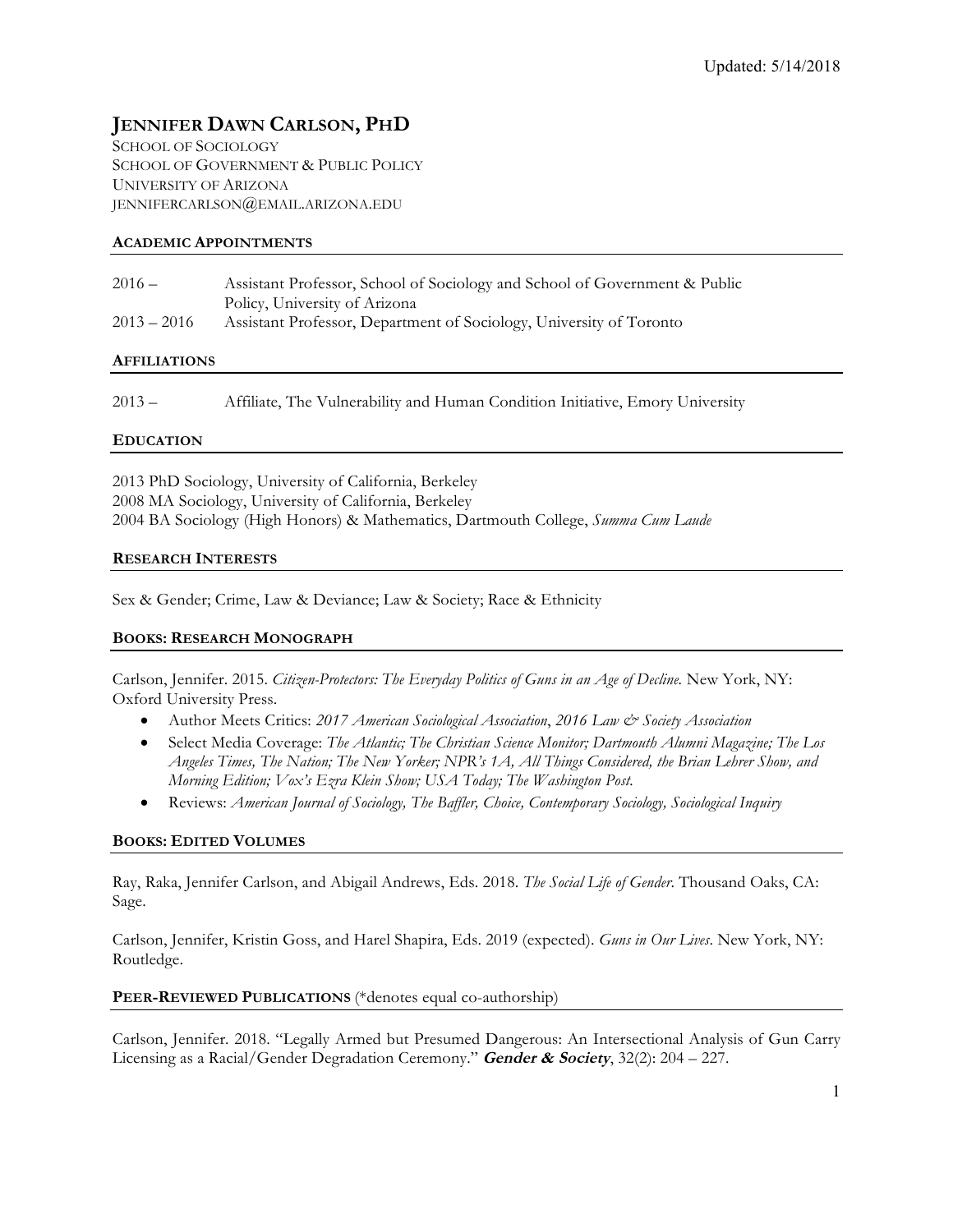Updated: 5/14/2018

# JENNIFER DAWN CARLSON, PHD

SCHOOL OF SOCIOLOGY
SCHOOL OF GOVERNMENT & PUBLIC POLICY
UNIVERSITY OF ARIZONA
JENNIFERCARLSON@EMAIL.ARIZONA.EDU

## ACADEMIC APPOINTMENTS

2016 – Assistant Professor, School of Sociology and School of Government & Public Policy, University of Arizona

2013 – 2016 Assistant Professor, Department of Sociology, University of Toronto

## AFFILIATIONS

2013 – Affiliate, The Vulnerability and Human Condition Initiative, Emory University

## EDUCATION

2013 PhD Sociology, University of California, Berkeley
2008 MA Sociology, University of California, Berkeley
2004 BA Sociology (High Honors) & Mathematics, Dartmouth College, *Summa Cum Laude*

## RESEARCH INTERESTS

Sex & Gender; Crime, Law & Deviance; Law & Society; Race & Ethnicity

## BOOKS: RESEARCH MONOGRAPH

Carlson, Jennifer. 2015. *Citizen-Protectors: The Everyday Politics of Guns in an Age of Decline.* New York, NY: Oxford University Press.

- Author Meets Critics: *2017 American Sociological Association*, *2016 Law & Society Association*
- Select Media Coverage: *The Atlantic; The Christian Science Monitor; Dartmouth Alumni Magazine; The Los Angeles Times, The Nation; The New Yorker; NPR's 1A, All Things Considered, the Brian Lehrer Show, and Morning Edition; Vox's Ezra Klein Show; USA Today; The Washington Post.*
- Reviews: *American Journal of Sociology, The Baffler, Choice, Contemporary Sociology, Sociological Inquiry*

## BOOKS: EDITED VOLUMES

Ray, Raka, Jennifer Carlson, and Abigail Andrews, Eds. 2018. *The Social Life of Gender*. Thousand Oaks, CA: Sage.

Carlson, Jennifer, Kristin Goss, and Harel Shapira, Eds. 2019 (expected). *Guns in Our Lives*. New York, NY: Routledge.

## PEER-REVIEWED PUBLICATIONS (*denotes equal co-authorship)

Carlson, Jennifer. 2018. "Legally Armed but Presumed Dangerous: An Intersectional Analysis of Gun Carry Licensing as a Racial/Gender Degradation Ceremony." ***Gender & Society***, 32(2): 204 – 227.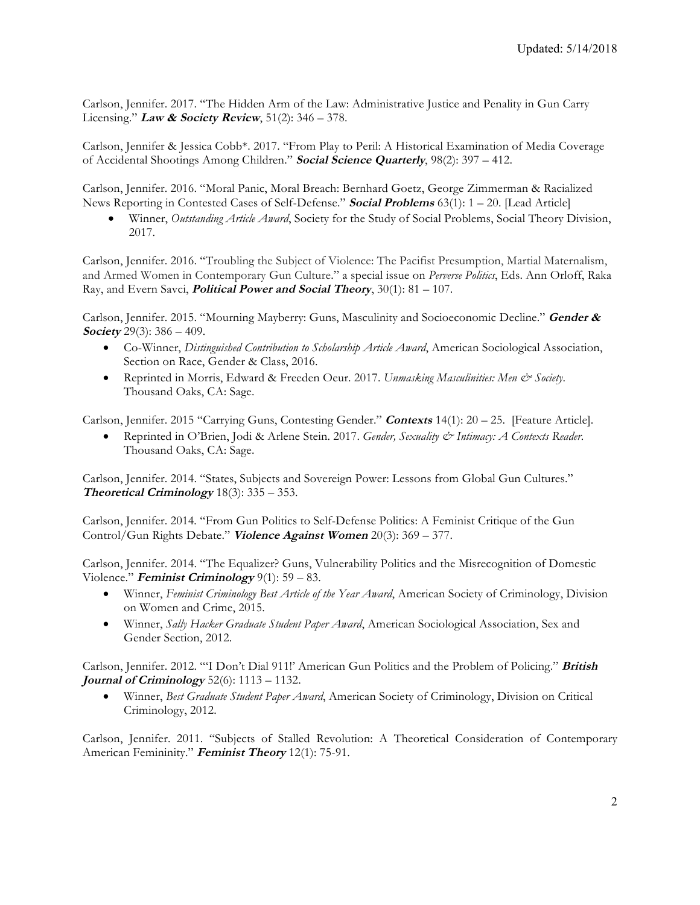Carlson, Jennifer. 2017. "The Hidden Arm of the Law: Administrative Justice and Penality in Gun Carry Licensing." ***Law & Society Review***, 51(2): 346 – 378.

Carlson, Jennifer & Jessica Cobb*. 2017. "From Play to Peril: A Historical Examination of Media Coverage of Accidental Shootings Among Children." ***Social Science Quarterly***, 98(2): 397 – 412.

Carlson, Jennifer. 2016. "Moral Panic, Moral Breach: Bernhard Goetz, George Zimmerman & Racialized News Reporting in Contested Cases of Self-Defense." ***Social Problems*** 63(1): 1 – 20. [Lead Article]

- Winner, *Outstanding Article Award*, Society for the Study of Social Problems, Social Theory Division, 2017.

Carlson, Jennifer. 2016. "Troubling the Subject of Violence: The Pacifist Presumption, Martial Maternalism, and Armed Women in Contemporary Gun Culture." a special issue on *Perverse Politics*, Eds. Ann Orloff, Raka Ray, and Evern Savci, ***Political Power and Social Theory***, 30(1): 81 – 107.

Carlson, Jennifer. 2015. "Mourning Mayberry: Guns, Masculinity and Socioeconomic Decline." ***Gender & Society*** 29(3): 386 – 409.

- Co-Winner, *Distinguished Contribution to Scholarship Article Award*, American Sociological Association, Section on Race, Gender & Class, 2016.
- Reprinted in Morris, Edward & Freeden Oeur. 2017. *Unmasking Masculinities: Men & Society*. Thousand Oaks, CA: Sage.

Carlson, Jennifer. 2015 "Carrying Guns, Contesting Gender." ***Contexts*** 14(1): 20 – 25. [Feature Article].

- Reprinted in O'Brien, Jodi & Arlene Stein. 2017. *Gender, Sexuality & Intimacy: A Contexts Reader*. Thousand Oaks, CA: Sage.

Carlson, Jennifer. 2014. "States, Subjects and Sovereign Power: Lessons from Global Gun Cultures." ***Theoretical Criminology*** 18(3): 335 – 353.

Carlson, Jennifer. 2014. "From Gun Politics to Self-Defense Politics: A Feminist Critique of the Gun Control/Gun Rights Debate." ***Violence Against Women*** 20(3): 369 – 377.

Carlson, Jennifer. 2014. "The Equalizer? Guns, Vulnerability Politics and the Misrecognition of Domestic Violence." ***Feminist Criminology*** 9(1): 59 – 83.

- Winner, *Feminist Criminology Best Article of the Year Award*, American Society of Criminology, Division on Women and Crime, 2015.
- Winner, *Sally Hacker Graduate Student Paper Award*, American Sociological Association, Sex and Gender Section, 2012.

Carlson, Jennifer. 2012. "'I Don't Dial 911!' American Gun Politics and the Problem of Policing." ***British Journal of Criminology*** 52(6): 1113 – 1132.

- Winner, *Best Graduate Student Paper Award*, American Society of Criminology, Division on Critical Criminology, 2012.

Carlson, Jennifer. 2011. "Subjects of Stalled Revolution: A Theoretical Consideration of Contemporary American Femininity." ***Feminist Theory*** 12(1): 75-91.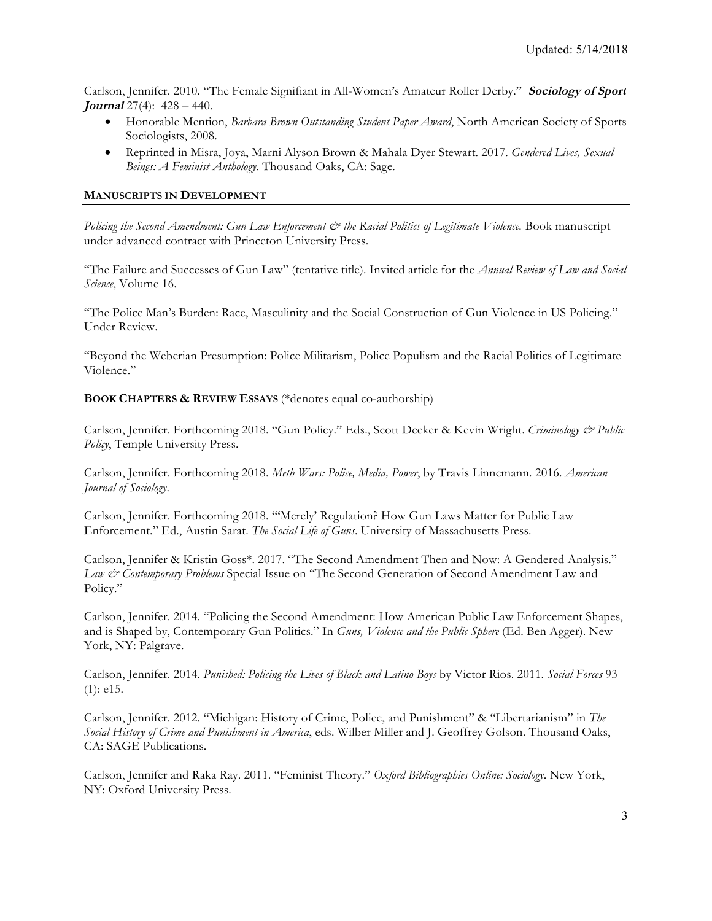Carlson, Jennifer. 2010. "The Female Signifiant in All-Women's Amateur Roller Derby." ***Sociology of Sport Journal*** 27(4): 428 – 440.

- Honorable Mention, *Barbara Brown Outstanding Student Paper Award*, North American Society of Sports Sociologists, 2008.
- Reprinted in Misra, Joya, Marni Alyson Brown & Mahala Dyer Stewart. 2017. *Gendered Lives, Sexual Beings: A Feminist Anthology*. Thousand Oaks, CA: Sage.

## MANUSCRIPTS IN DEVELOPMENT

*Policing the Second Amendment: Gun Law Enforcement & the Racial Politics of Legitimate Violence.* Book manuscript under advanced contract with Princeton University Press.

"The Failure and Successes of Gun Law" (tentative title). Invited article for the *Annual Review of Law and Social Science*, Volume 16.

"The Police Man's Burden: Race, Masculinity and the Social Construction of Gun Violence in US Policing." Under Review.

"Beyond the Weberian Presumption: Police Militarism, Police Populism and the Racial Politics of Legitimate Violence."

## BOOK CHAPTERS & REVIEW ESSAYS (*denotes equal co-authorship)

Carlson, Jennifer. Forthcoming 2018. "Gun Policy." Eds., Scott Decker & Kevin Wright. *Criminology & Public Policy*, Temple University Press.

Carlson, Jennifer. Forthcoming 2018. *Meth Wars: Police, Media, Power*, by Travis Linnemann. 2016. *American Journal of Sociology*.

Carlson, Jennifer. Forthcoming 2018. "'Merely' Regulation? How Gun Laws Matter for Public Law Enforcement." Ed., Austin Sarat. *The Social Life of Guns*. University of Massachusetts Press.

Carlson, Jennifer & Kristin Goss*. 2017. "The Second Amendment Then and Now: A Gendered Analysis." *Law & Contemporary Problems* Special Issue on "The Second Generation of Second Amendment Law and Policy."

Carlson, Jennifer. 2014. "Policing the Second Amendment: How American Public Law Enforcement Shapes, and is Shaped by, Contemporary Gun Politics." In *Guns, Violence and the Public Sphere* (Ed. Ben Agger). New York, NY: Palgrave.

Carlson, Jennifer. 2014. *Punished: Policing the Lives of Black and Latino Boys* by Victor Rios. 2011. *Social Forces* 93 (1): e15.

Carlson, Jennifer. 2012. "Michigan: History of Crime, Police, and Punishment" & "Libertarianism" in *The Social History of Crime and Punishment in America*, eds. Wilber Miller and J. Geoffrey Golson. Thousand Oaks, CA: SAGE Publications.

Carlson, Jennifer and Raka Ray. 2011. "Feminist Theory." *Oxford Bibliographies Online: Sociology*. New York, NY: Oxford University Press.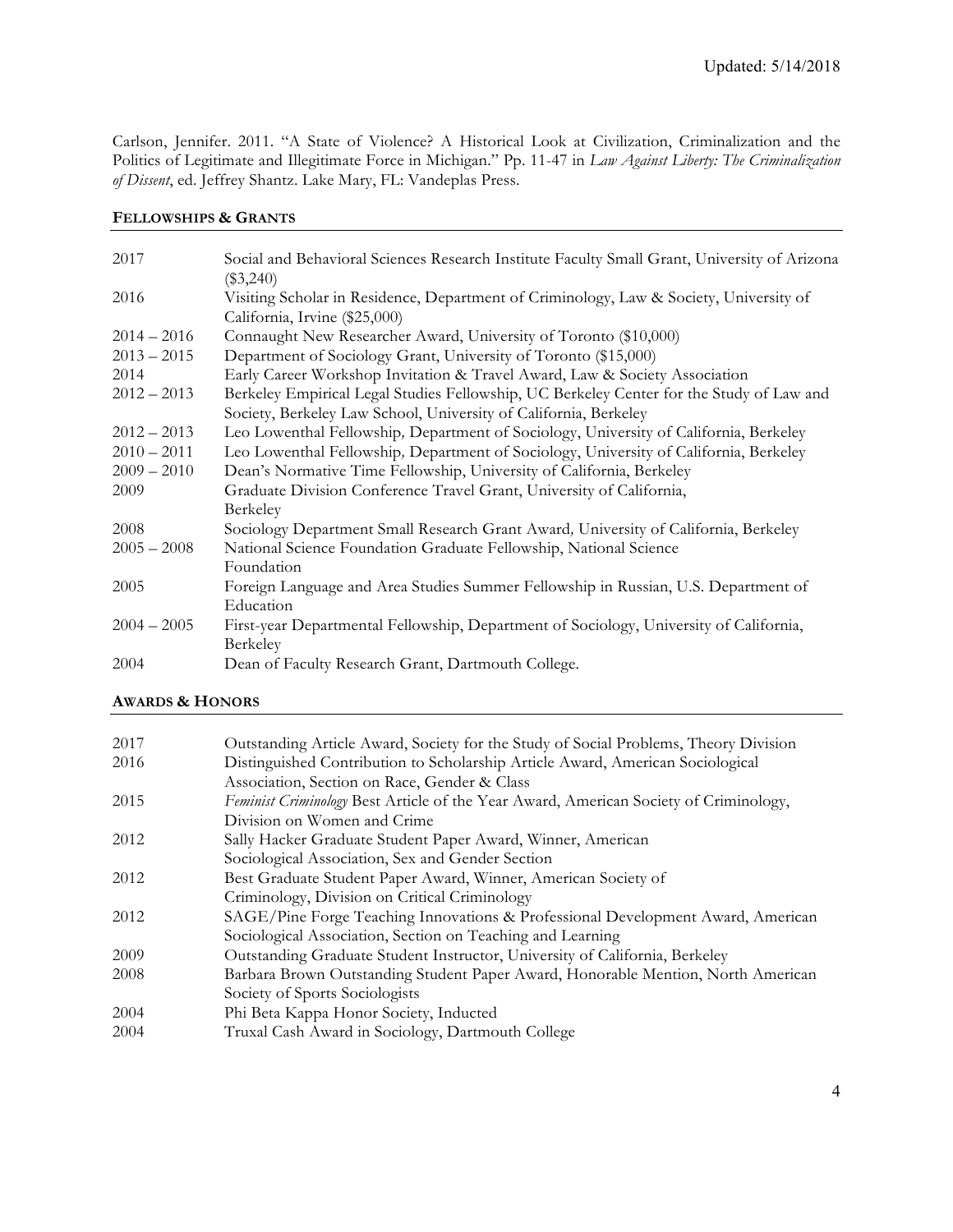Carlson, Jennifer. 2011. "A State of Violence? A Historical Look at Civilization, Criminalization and the Politics of Legitimate and Illegitimate Force in Michigan." Pp. 11-47 in *Law Against Liberty: The Criminalization of Dissent*, ed. Jeffrey Shantz. Lake Mary, FL: Vandeplas Press.

## FELLOWSHIPS & GRANTS

| | |
|---|---|
| 2017 | Social and Behavioral Sciences Research Institute Faculty Small Grant, University of Arizona ($3,240) |
| 2016 | Visiting Scholar in Residence, Department of Criminology, Law & Society, University of California, Irvine ($25,000) |
| 2014 – 2016 | Connaught New Researcher Award, University of Toronto ($10,000) |
| 2013 – 2015 | Department of Sociology Grant, University of Toronto ($15,000) |
| 2014 | Early Career Workshop Invitation & Travel Award, Law & Society Association |
| 2012 – 2013 | Berkeley Empirical Legal Studies Fellowship, UC Berkeley Center for the Study of Law and Society, Berkeley Law School, University of California, Berkeley |
| 2012 – 2013 | Leo Lowenthal Fellowship, Department of Sociology, University of California, Berkeley |
| 2010 – 2011 | Leo Lowenthal Fellowship, Department of Sociology, University of California, Berkeley |
| 2009 – 2010 | Dean's Normative Time Fellowship, University of California, Berkeley |
| 2009 | Graduate Division Conference Travel Grant, University of California, Berkeley |
| 2008 | Sociology Department Small Research Grant Award, University of California, Berkeley |
| 2005 – 2008 | National Science Foundation Graduate Fellowship, National Science Foundation |
| 2005 | Foreign Language and Area Studies Summer Fellowship in Russian, U.S. Department of Education |
| 2004 – 2005 | First-year Departmental Fellowship, Department of Sociology, University of California, Berkeley |
| 2004 | Dean of Faculty Research Grant, Dartmouth College. |

## AWARDS & HONORS

| | |
|---|---|
| 2017 | Outstanding Article Award, Society for the Study of Social Problems, Theory Division |
| 2016 | Distinguished Contribution to Scholarship Article Award, American Sociological Association, Section on Race, Gender & Class |
| 2015 | *Feminist Criminology* Best Article of the Year Award, American Society of Criminology, Division on Women and Crime |
| 2012 | Sally Hacker Graduate Student Paper Award, Winner, American Sociological Association, Sex and Gender Section |
| 2012 | Best Graduate Student Paper Award, Winner, American Society of Criminology, Division on Critical Criminology |
| 2012 | SAGE/Pine Forge Teaching Innovations & Professional Development Award, American Sociological Association, Section on Teaching and Learning |
| 2009 | Outstanding Graduate Student Instructor, University of California, Berkeley |
| 2008 | Barbara Brown Outstanding Student Paper Award, Honorable Mention, North American Society of Sports Sociologists |
| 2004 | Phi Beta Kappa Honor Society, Inducted |
| 2004 | Truxal Cash Award in Sociology, Dartmouth College |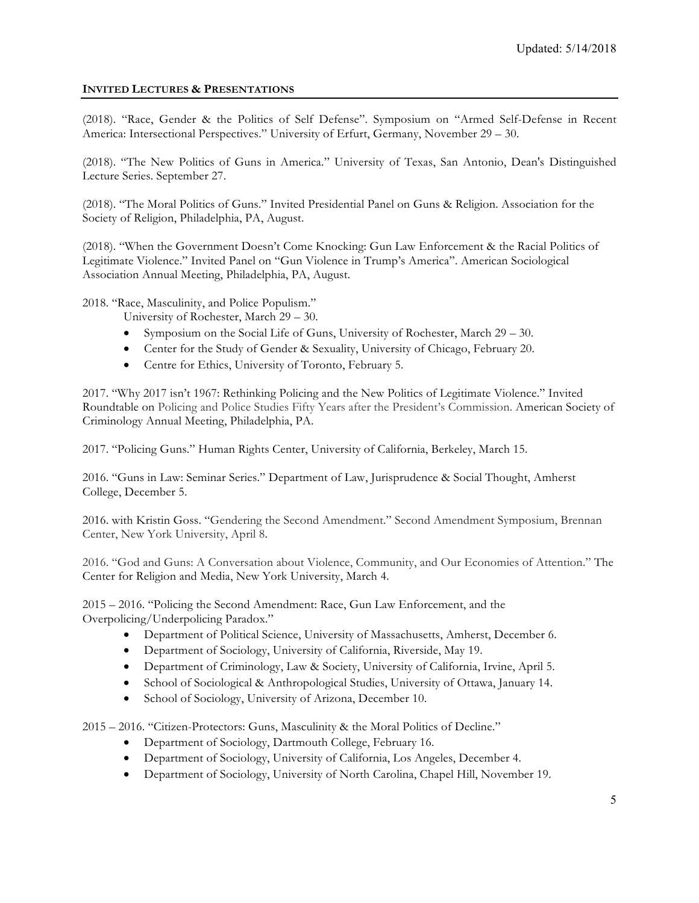## INVITED LECTURES & PRESENTATIONS

(2018). "Race, Gender & the Politics of Self Defense". Symposium on "Armed Self-Defense in Recent America: Intersectional Perspectives." University of Erfurt, Germany, November 29 – 30.

(2018). "The New Politics of Guns in America." University of Texas, San Antonio, Dean's Distinguished Lecture Series. September 27.

(2018). "The Moral Politics of Guns." Invited Presidential Panel on Guns & Religion. Association for the Society of Religion, Philadelphia, PA, August.

(2018). "When the Government Doesn't Come Knocking: Gun Law Enforcement & the Racial Politics of Legitimate Violence." Invited Panel on "Gun Violence in Trump's America". American Sociological Association Annual Meeting, Philadelphia, PA, August.

2018. "Race, Masculinity, and Police Populism."
University of Rochester, March 29 – 30.

- Symposium on the Social Life of Guns, University of Rochester, March 29 – 30.
- Center for the Study of Gender & Sexuality, University of Chicago, February 20.
- Centre for Ethics, University of Toronto, February 5.

2017. "Why 2017 isn't 1967: Rethinking Policing and the New Politics of Legitimate Violence." Invited Roundtable on Policing and Police Studies Fifty Years after the President's Commission. American Society of Criminology Annual Meeting, Philadelphia, PA.

2017. "Policing Guns." Human Rights Center, University of California, Berkeley, March 15.

2016. "Guns in Law: Seminar Series." Department of Law, Jurisprudence & Social Thought, Amherst College, December 5.

2016. with Kristin Goss. "Gendering the Second Amendment." Second Amendment Symposium, Brennan Center, New York University, April 8.

2016. "God and Guns: A Conversation about Violence, Community, and Our Economies of Attention." The Center for Religion and Media, New York University, March 4.

2015 – 2016. "Policing the Second Amendment: Race, Gun Law Enforcement, and the Overpolicing/Underpolicing Paradox."

- Department of Political Science, University of Massachusetts, Amherst, December 6.
- Department of Sociology, University of California, Riverside, May 19.
- Department of Criminology, Law & Society, University of California, Irvine, April 5.
- School of Sociological & Anthropological Studies, University of Ottawa, January 14.
- School of Sociology, University of Arizona, December 10.

2015 – 2016. "Citizen-Protectors: Guns, Masculinity & the Moral Politics of Decline."

- Department of Sociology, Dartmouth College, February 16.
- Department of Sociology, University of California, Los Angeles, December 4.
- Department of Sociology, University of North Carolina, Chapel Hill, November 19.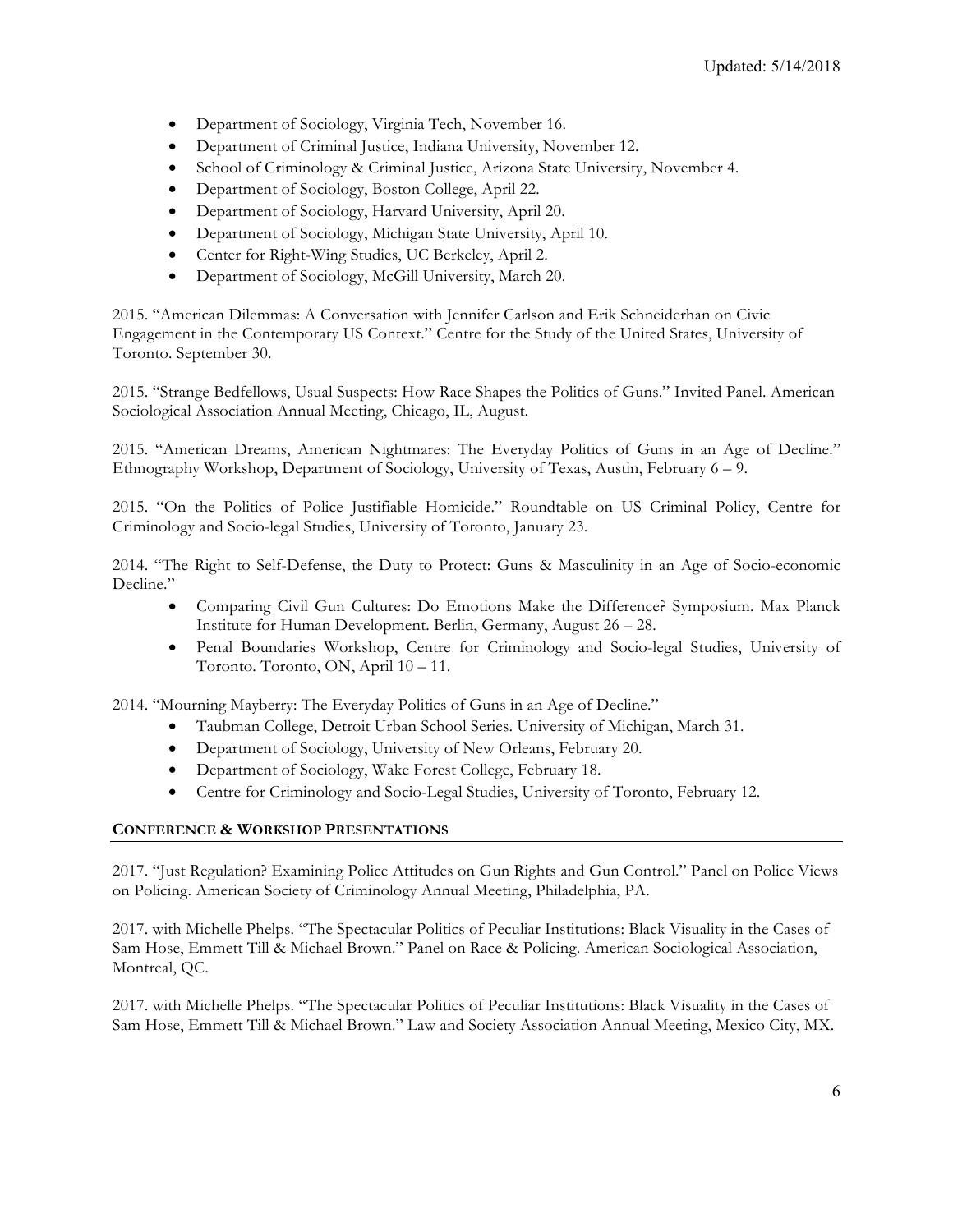- Department of Sociology, Virginia Tech, November 16.
- Department of Criminal Justice, Indiana University, November 12.
- School of Criminology & Criminal Justice, Arizona State University, November 4.
- Department of Sociology, Boston College, April 22.
- Department of Sociology, Harvard University, April 20.
- Department of Sociology, Michigan State University, April 10.
- Center for Right-Wing Studies, UC Berkeley, April 2.
- Department of Sociology, McGill University, March 20.

2015. "American Dilemmas: A Conversation with Jennifer Carlson and Erik Schneiderhan on Civic Engagement in the Contemporary US Context." Centre for the Study of the United States, University of Toronto. September 30.

2015. "Strange Bedfellows, Usual Suspects: How Race Shapes the Politics of Guns." Invited Panel. American Sociological Association Annual Meeting, Chicago, IL, August.

2015. "American Dreams, American Nightmares: The Everyday Politics of Guns in an Age of Decline." Ethnography Workshop, Department of Sociology, University of Texas, Austin, February 6 – 9.

2015. "On the Politics of Police Justifiable Homicide." Roundtable on US Criminal Policy, Centre for Criminology and Socio-legal Studies, University of Toronto, January 23.

2014. "The Right to Self-Defense, the Duty to Protect: Guns & Masculinity in an Age of Socio-economic Decline."

- Comparing Civil Gun Cultures: Do Emotions Make the Difference? Symposium. Max Planck Institute for Human Development. Berlin, Germany, August 26 – 28.
- Penal Boundaries Workshop, Centre for Criminology and Socio-legal Studies, University of Toronto. Toronto, ON, April 10 – 11.

2014. "Mourning Mayberry: The Everyday Politics of Guns in an Age of Decline."

- Taubman College, Detroit Urban School Series. University of Michigan, March 31.
- Department of Sociology, University of New Orleans, February 20.
- Department of Sociology, Wake Forest College, February 18.
- Centre for Criminology and Socio-Legal Studies, University of Toronto, February 12.

## CONFERENCE & WORKSHOP PRESENTATIONS

2017. "Just Regulation? Examining Police Attitudes on Gun Rights and Gun Control." Panel on Police Views on Policing. American Society of Criminology Annual Meeting, Philadelphia, PA.

2017. with Michelle Phelps. "The Spectacular Politics of Peculiar Institutions: Black Visuality in the Cases of Sam Hose, Emmett Till & Michael Brown." Panel on Race & Policing. American Sociological Association, Montreal, QC.

2017. with Michelle Phelps. "The Spectacular Politics of Peculiar Institutions: Black Visuality in the Cases of Sam Hose, Emmett Till & Michael Brown." Law and Society Association Annual Meeting, Mexico City, MX.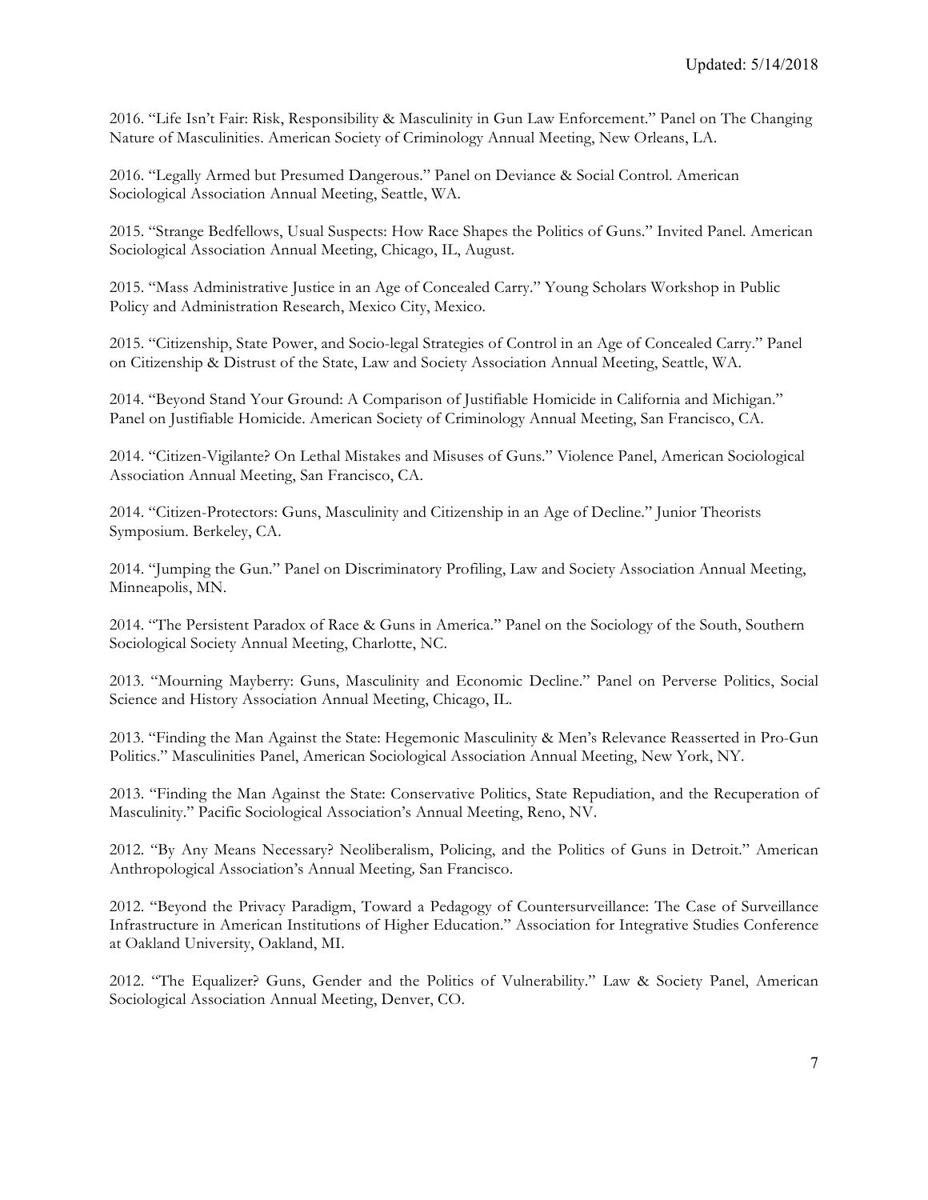2016. "Life Isn't Fair: Risk, Responsibility & Masculinity in Gun Law Enforcement." Panel on The Changing Nature of Masculinities. American Society of Criminology Annual Meeting, New Orleans, LA.

2016. "Legally Armed but Presumed Dangerous." Panel on Deviance & Social Control. American Sociological Association Annual Meeting, Seattle, WA.

2015. "Strange Bedfellows, Usual Suspects: How Race Shapes the Politics of Guns." Invited Panel. American Sociological Association Annual Meeting, Chicago, IL, August.

2015. "Mass Administrative Justice in an Age of Concealed Carry." Young Scholars Workshop in Public Policy and Administration Research, Mexico City, Mexico.

2015. "Citizenship, State Power, and Socio-legal Strategies of Control in an Age of Concealed Carry." Panel on Citizenship & Distrust of the State, Law and Society Association Annual Meeting, Seattle, WA.

2014. "Beyond Stand Your Ground: A Comparison of Justifiable Homicide in California and Michigan." Panel on Justifiable Homicide. American Society of Criminology Annual Meeting, San Francisco, CA.

2014. "Citizen-Vigilante? On Lethal Mistakes and Misuses of Guns." Violence Panel, American Sociological Association Annual Meeting, San Francisco, CA.

2014. "Citizen-Protectors: Guns, Masculinity and Citizenship in an Age of Decline." Junior Theorists Symposium. Berkeley, CA.

2014. "Jumping the Gun." Panel on Discriminatory Profiling, Law and Society Association Annual Meeting, Minneapolis, MN.

2014. "The Persistent Paradox of Race & Guns in America." Panel on the Sociology of the South, Southern Sociological Society Annual Meeting, Charlotte, NC.

2013. "Mourning Mayberry: Guns, Masculinity and Economic Decline." Panel on Perverse Politics, Social Science and History Association Annual Meeting, Chicago, IL.

2013. "Finding the Man Against the State: Hegemonic Masculinity & Men's Relevance Reasserted in Pro-Gun Politics." Masculinities Panel, American Sociological Association Annual Meeting, New York, NY.

2013. "Finding the Man Against the State: Conservative Politics, State Repudiation, and the Recuperation of Masculinity." Pacific Sociological Association's Annual Meeting, Reno, NV.

2012. "By Any Means Necessary? Neoliberalism, Policing, and the Politics of Guns in Detroit." American Anthropological Association's Annual Meeting, San Francisco.

2012. "Beyond the Privacy Paradigm, Toward a Pedagogy of Countersurveillance: The Case of Surveillance Infrastructure in American Institutions of Higher Education." Association for Integrative Studies Conference at Oakland University, Oakland, MI.

2012. "The Equalizer? Guns, Gender and the Politics of Vulnerability." Law & Society Panel, American Sociological Association Annual Meeting, Denver, CO.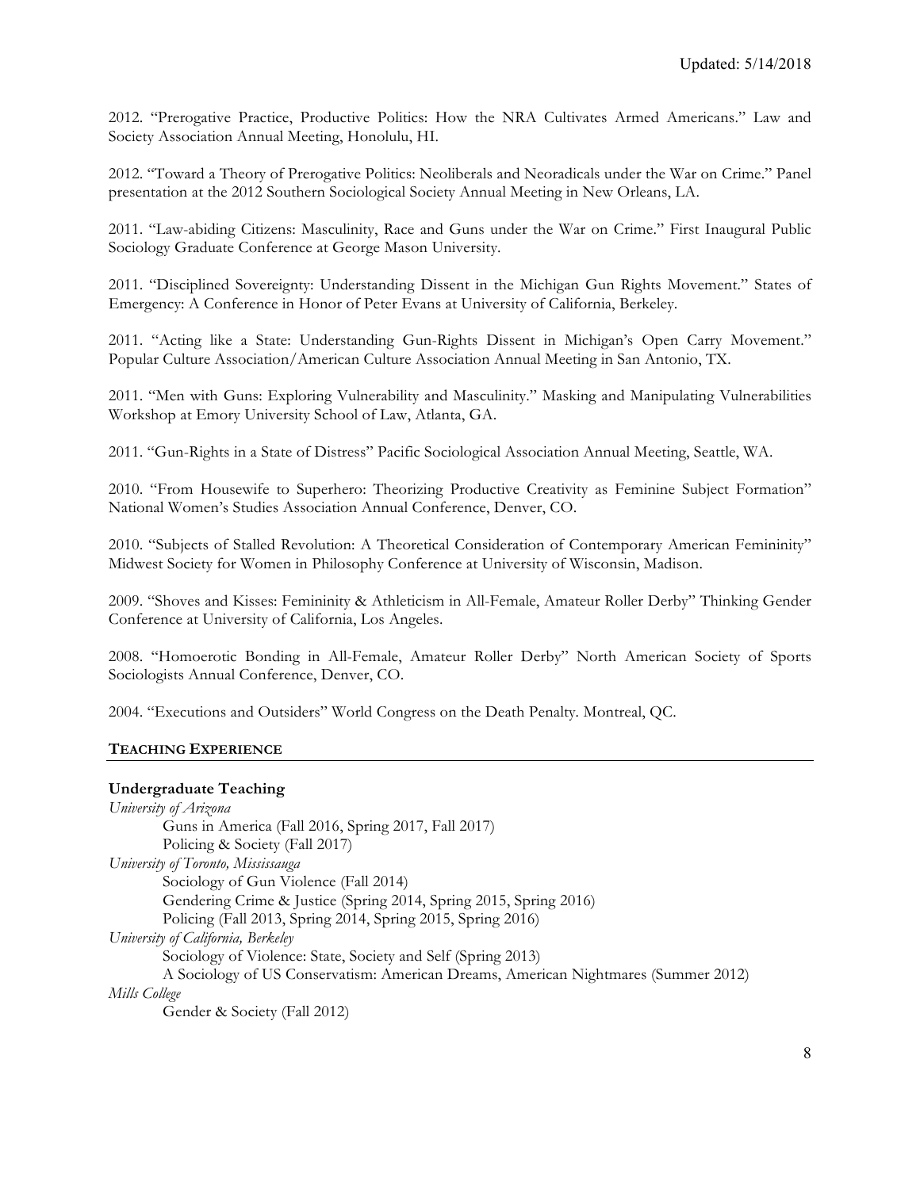2012. "Prerogative Practice, Productive Politics: How the NRA Cultivates Armed Americans." Law and Society Association Annual Meeting, Honolulu, HI.

2012. "Toward a Theory of Prerogative Politics: Neoliberals and Neoradicals under the War on Crime." Panel presentation at the 2012 Southern Sociological Society Annual Meeting in New Orleans, LA.

2011. "Law-abiding Citizens: Masculinity, Race and Guns under the War on Crime." First Inaugural Public Sociology Graduate Conference at George Mason University.

2011. "Disciplined Sovereignty: Understanding Dissent in the Michigan Gun Rights Movement." States of Emergency: A Conference in Honor of Peter Evans at University of California, Berkeley.

2011. "Acting like a State: Understanding Gun-Rights Dissent in Michigan's Open Carry Movement." Popular Culture Association/American Culture Association Annual Meeting in San Antonio, TX.

2011. "Men with Guns: Exploring Vulnerability and Masculinity." Masking and Manipulating Vulnerabilities Workshop at Emory University School of Law, Atlanta, GA.

2011. "Gun-Rights in a State of Distress" Pacific Sociological Association Annual Meeting, Seattle, WA.

2010. "From Housewife to Superhero: Theorizing Productive Creativity as Feminine Subject Formation" National Women's Studies Association Annual Conference, Denver, CO.

2010. "Subjects of Stalled Revolution: A Theoretical Consideration of Contemporary American Femininity" Midwest Society for Women in Philosophy Conference at University of Wisconsin, Madison.

2009. "Shoves and Kisses: Femininity & Athleticism in All-Female, Amateur Roller Derby" Thinking Gender Conference at University of California, Los Angeles.

2008. "Homoerotic Bonding in All-Female, Amateur Roller Derby" North American Society of Sports Sociologists Annual Conference, Denver, CO.

2004. "Executions and Outsiders" World Congress on the Death Penalty. Montreal, QC.

## TEACHING EXPERIENCE

### Undergraduate Teaching

*University of Arizona*

- Guns in America (Fall 2016, Spring 2017, Fall 2017)
- Policing & Society (Fall 2017)

*University of Toronto, Mississauga*

- Sociology of Gun Violence (Fall 2014)
- Gendering Crime & Justice (Spring 2014, Spring 2015, Spring 2016)
- Policing (Fall 2013, Spring 2014, Spring 2015, Spring 2016)

*University of California, Berkeley*

- Sociology of Violence: State, Society and Self (Spring 2013)
- A Sociology of US Conservatism: American Dreams, American Nightmares (Summer 2012)

*Mills College*

- Gender & Society (Fall 2012)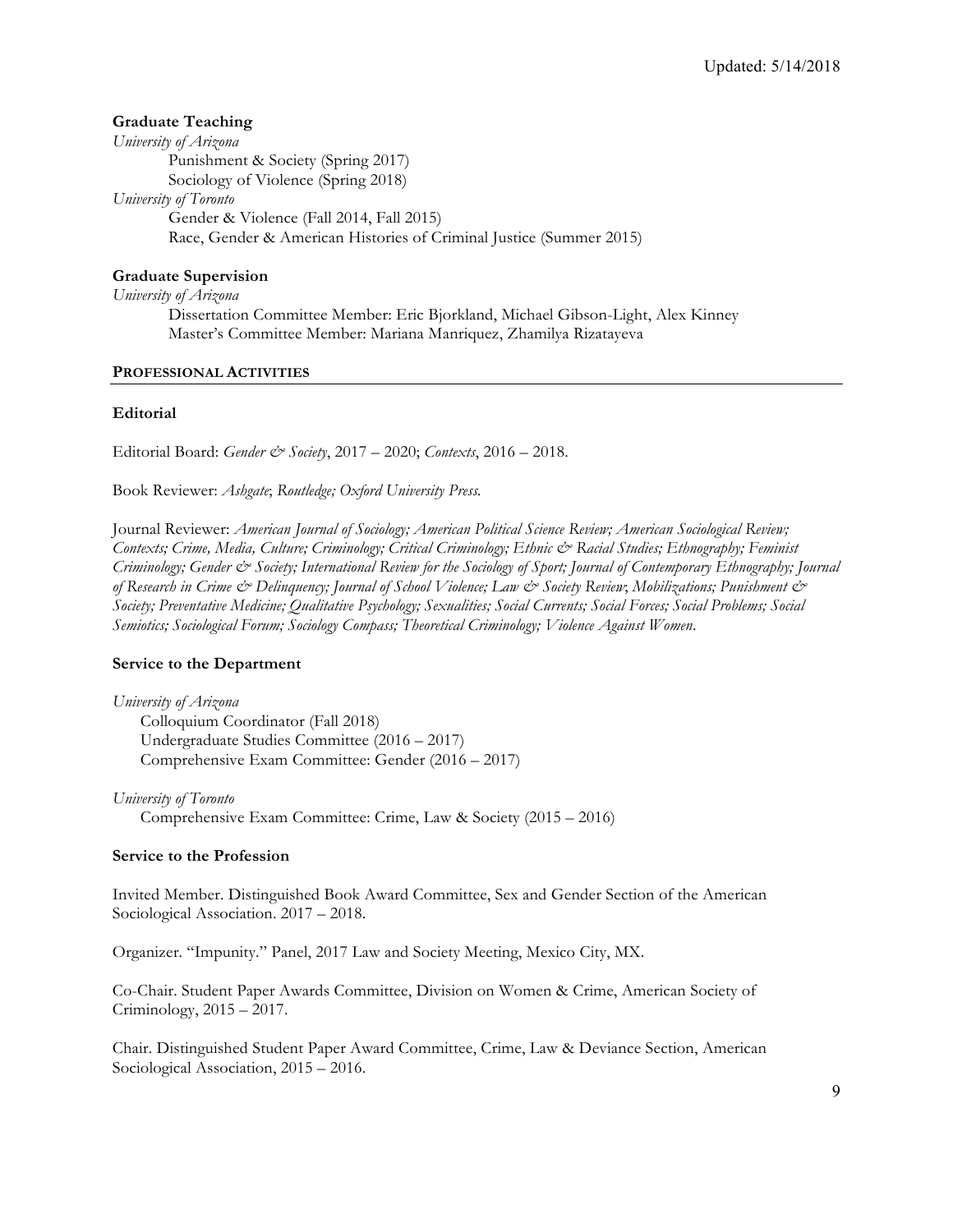### Graduate Teaching

*University of Arizona*

- Punishment & Society (Spring 2017)
- Sociology of Violence (Spring 2018)

*University of Toronto*

- Gender & Violence (Fall 2014, Fall 2015)
- Race, Gender & American Histories of Criminal Justice (Summer 2015)

### Graduate Supervision

*University of Arizona*

- Dissertation Committee Member: Eric Bjorkland, Michael Gibson-Light, Alex Kinney
- Master's Committee Member: Mariana Manriquez, Zhamilya Rizatayeva

## PROFESSIONAL ACTIVITIES

### Editorial

Editorial Board: *Gender & Society*, 2017 – 2020; *Contexts*, 2016 – 2018.

Book Reviewer: *Ashgate*; *Routledge; Oxford University Press.*

Journal Reviewer: *American Journal of Sociology; American Political Science Review; American Sociological Review; Contexts; Crime, Media, Culture; Criminology; Critical Criminology; Ethnic & Racial Studies; Ethnography; Feminist Criminology; Gender & Society; International Review for the Sociology of Sport; Journal of Contemporary Ethnography; Journal of Research in Crime & Delinquency; Journal of School Violence; Law & Society Review*; *Mobilizations; Punishment & Society; Preventative Medicine; Qualitative Psychology; Sexualities; Social Currents; Social Forces; Social Problems; Social Semiotics; Sociological Forum; Sociology Compass; Theoretical Criminology; Violence Against Women*.

### Service to the Department

*University of Arizona*

- Colloquium Coordinator (Fall 2018)
- Undergraduate Studies Committee (2016 – 2017)
- Comprehensive Exam Committee: Gender (2016 – 2017)

*University of Toronto*

- Comprehensive Exam Committee: Crime, Law & Society (2015 – 2016)

### Service to the Profession

Invited Member. Distinguished Book Award Committee, Sex and Gender Section of the American Sociological Association. 2017 – 2018.

Organizer. "Impunity." Panel, 2017 Law and Society Meeting, Mexico City, MX.

Co-Chair. Student Paper Awards Committee, Division on Women & Crime, American Society of Criminology, 2015 – 2017.

Chair. Distinguished Student Paper Award Committee, Crime, Law & Deviance Section, American Sociological Association, 2015 – 2016.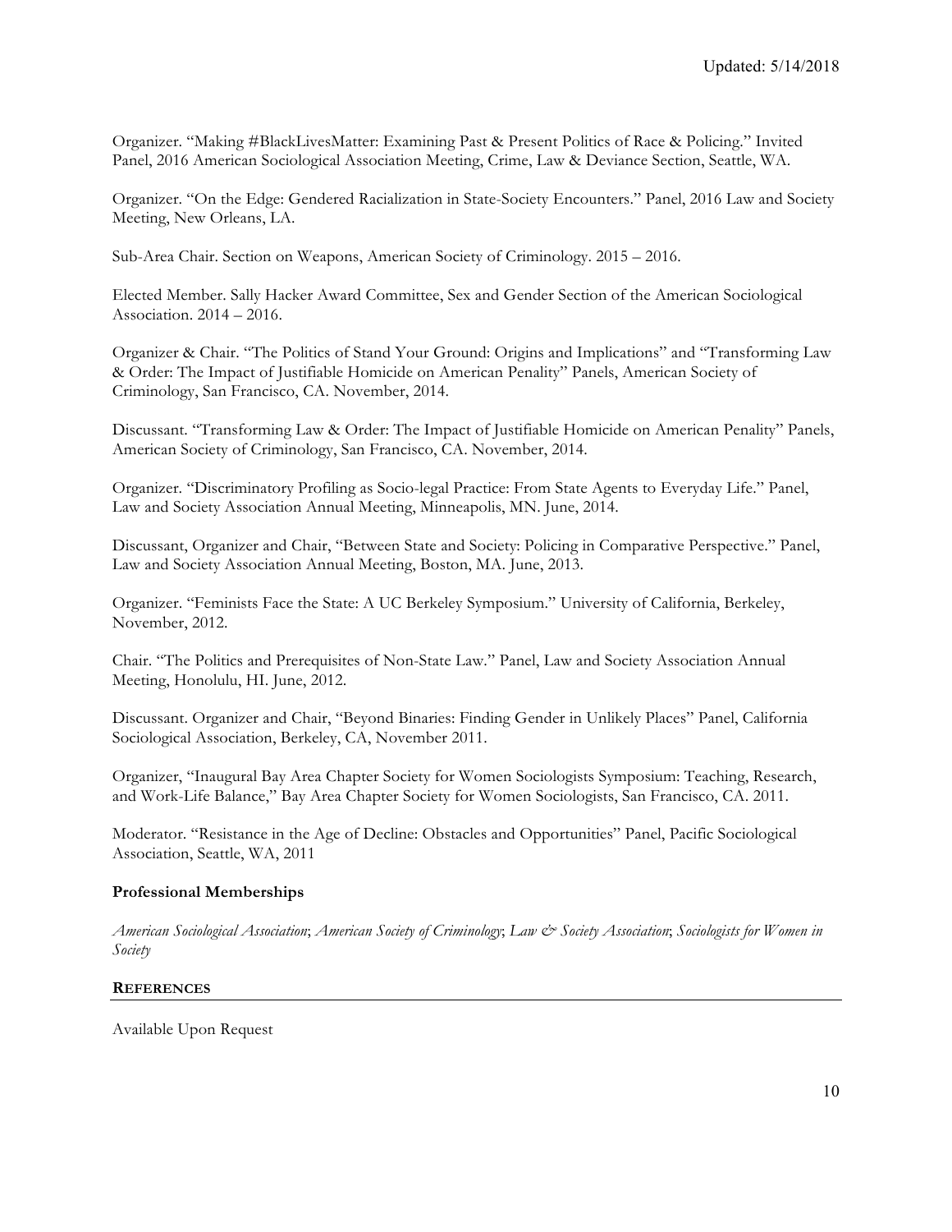Organizer. "Making #BlackLivesMatter: Examining Past & Present Politics of Race & Policing." Invited Panel, 2016 American Sociological Association Meeting, Crime, Law & Deviance Section, Seattle, WA.

Organizer. "On the Edge: Gendered Racialization in State-Society Encounters." Panel, 2016 Law and Society Meeting, New Orleans, LA.

Sub-Area Chair. Section on Weapons, American Society of Criminology. 2015 – 2016.

Elected Member. Sally Hacker Award Committee, Sex and Gender Section of the American Sociological Association. 2014 – 2016.

Organizer & Chair. "The Politics of Stand Your Ground: Origins and Implications" and "Transforming Law & Order: The Impact of Justifiable Homicide on American Penality" Panels, American Society of Criminology, San Francisco, CA. November, 2014.

Discussant. "Transforming Law & Order: The Impact of Justifiable Homicide on American Penality" Panels, American Society of Criminology, San Francisco, CA. November, 2014.

Organizer. "Discriminatory Profiling as Socio-legal Practice: From State Agents to Everyday Life." Panel, Law and Society Association Annual Meeting, Minneapolis, MN. June, 2014.

Discussant, Organizer and Chair, "Between State and Society: Policing in Comparative Perspective." Panel, Law and Society Association Annual Meeting, Boston, MA. June, 2013.

Organizer. "Feminists Face the State: A UC Berkeley Symposium." University of California, Berkeley, November, 2012.

Chair. "The Politics and Prerequisites of Non-State Law." Panel, Law and Society Association Annual Meeting, Honolulu, HI. June, 2012.

Discussant. Organizer and Chair, "Beyond Binaries: Finding Gender in Unlikely Places" Panel, California Sociological Association, Berkeley, CA, November 2011.

Organizer, "Inaugural Bay Area Chapter Society for Women Sociologists Symposium: Teaching, Research, and Work-Life Balance," Bay Area Chapter Society for Women Sociologists, San Francisco, CA. 2011.

Moderator. "Resistance in the Age of Decline: Obstacles and Opportunities" Panel, Pacific Sociological Association, Seattle, WA, 2011

**Professional Memberships**

*American Sociological Association*; *American Society of Criminology*; *Law & Society Association*; *Sociologists for Women in Society*

## REFERENCES

Available Upon Request